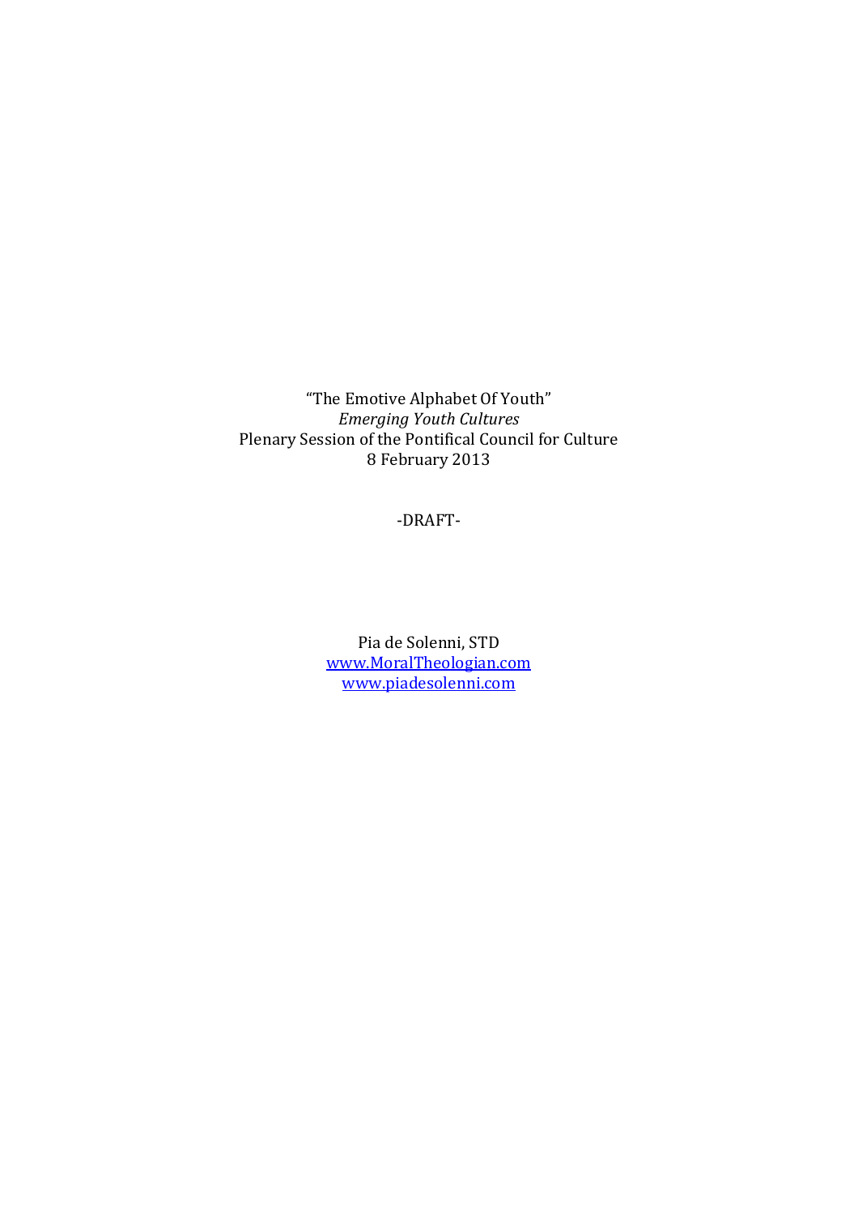"The Emotive Alphabet Of Youth"

*Emerging Youth Cultures*

Plenary Session of the Pontifical Council for Culture

8 February 2013

-DRAFT-

Pia de Solenni, STD

www.MoralTheologian.com

www.piadesolenni.com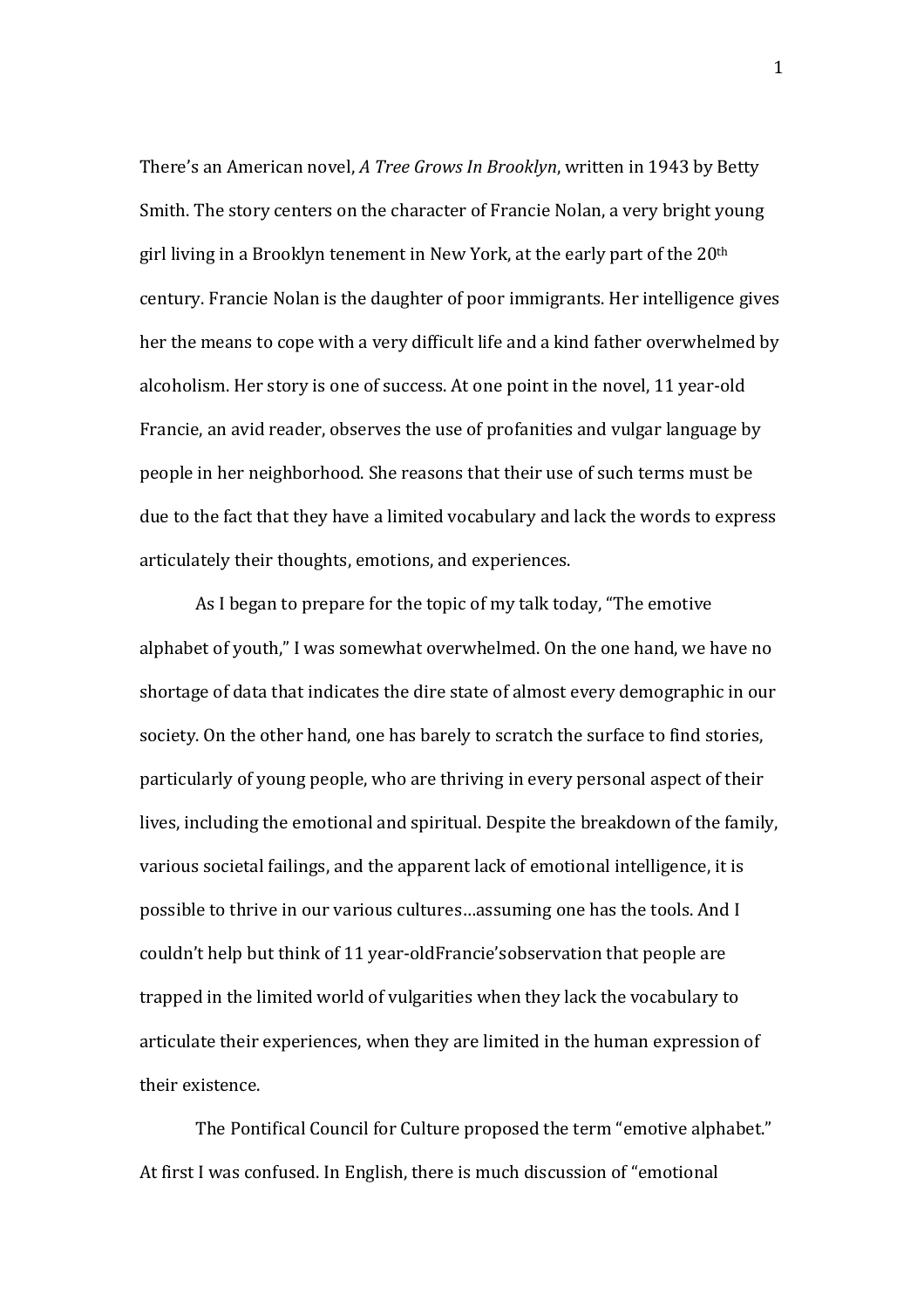There's an American novel, *A Tree Grows In Brooklyn*, written in 1943 by Betty Smith. The story centers on the character of Francie Nolan, a very bright young girl living in a Brooklyn tenement in New York, at the early part of the 20th century. Francie Nolan is the daughter of poor immigrants. Her intelligence gives her the means to cope with a very difficult life and a kind father overwhelmed by alcoholism. Her story is one of success. At one point in the novel, 11 year-old Francie, an avid reader, observes the use of profanities and vulgar language by people in her neighborhood. She reasons that their use of such terms must be due to the fact that they have a limited vocabulary and lack the words to express articulately their thoughts, emotions, and experiences.

As I began to prepare for the topic of my talk today, "The emotive alphabet of youth," I was somewhat overwhelmed. On the one hand, we have no shortage of data that indicates the dire state of almost every demographic in our society. On the other hand, one has barely to scratch the surface to find stories, particularly of young people, who are thriving in every personal aspect of their lives, including the emotional and spiritual. Despite the breakdown of the family, various societal failings, and the apparent lack of emotional intelligence, it is possible to thrive in our various cultures…assuming one has the tools. And I couldn't help but think of 11 year-oldFrancie'sobservation that people are trapped in the limited world of vulgarities when they lack the vocabulary to articulate their experiences, when they are limited in the human expression of their existence.

The Pontifical Council for Culture proposed the term "emotive alphabet." At first I was confused. In English, there is much discussion of "emotional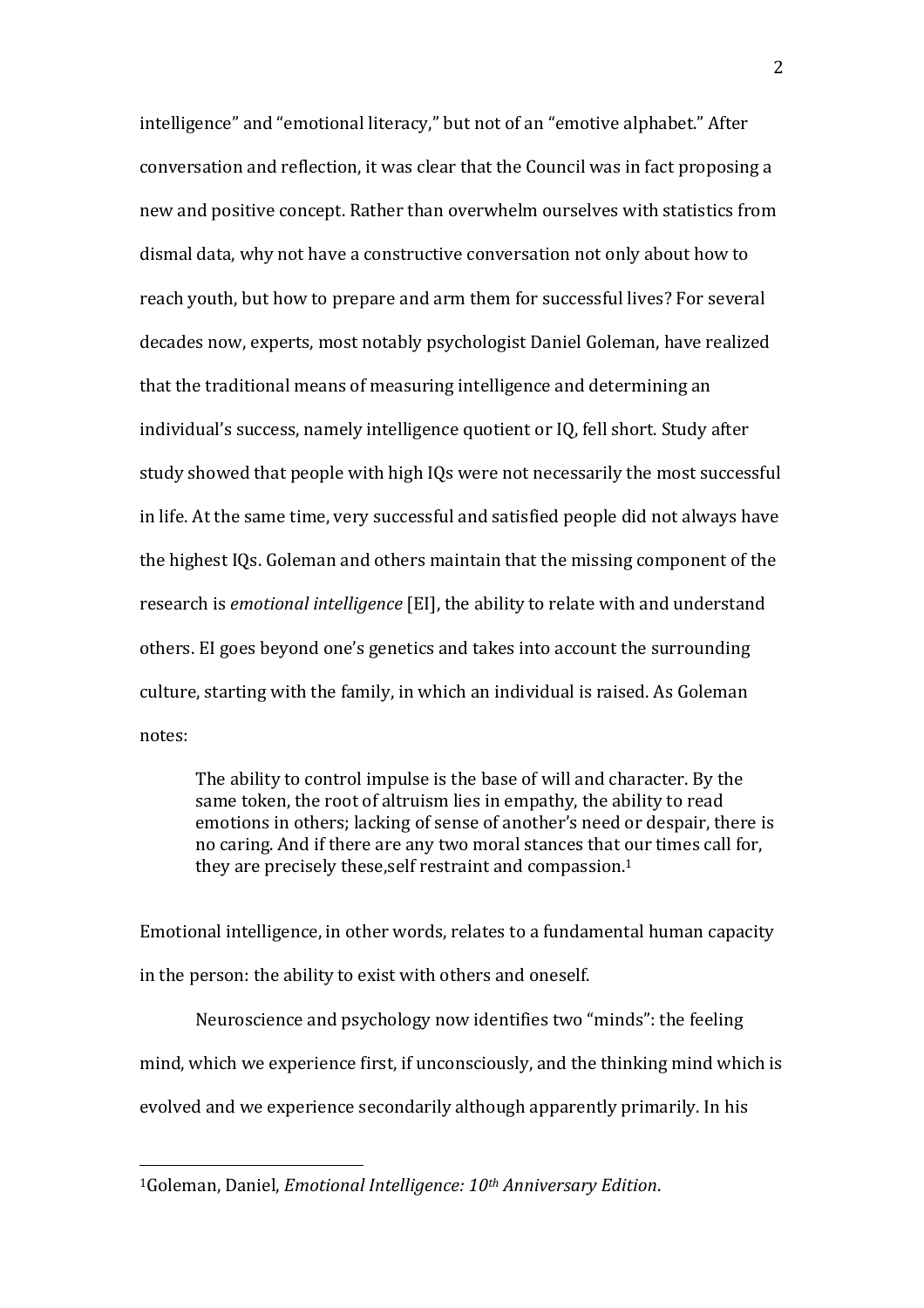intelligence" and "emotional literacy," but not of an "emotive alphabet." After conversation and reflection, it was clear that the Council was in fact proposing a new and positive concept. Rather than overwhelm ourselves with statistics from dismal data, why not have a constructive conversation not only about how to reach youth, but how to prepare and arm them for successful lives? For several decades now, experts, most notably psychologist Daniel Goleman, have realized that the traditional means of measuring intelligence and determining an individual's success, namely intelligence quotient or IQ, fell short. Study after study showed that people with high IQs were not necessarily the most successful in life. At the same time, very successful and satisfied people did not always have the highest IQs. Goleman and others maintain that the missing component of the research is *emotional intelligence* [EI], the ability to relate with and understand others. EI goes beyond one's genetics and takes into account the surrounding culture, starting with the family, in which an individual is raised. As Goleman notes:

> The ability to control impulse is the base of will and character. By the same token, the root of altruism lies in empathy, the ability to read emotions in others; lacking of sense of another's need or despair, there is no caring. And if there are any two moral stances that our times call for, they are precisely these,self restraint and compassion.[1]

Emotional intelligence, in other words, relates to a fundamental human capacity in the person: the ability to exist with others and oneself.

Neuroscience and psychology now identifies two "minds": the feeling mind, which we experience first, if unconsciously, and the thinking mind which is evolved and we experience secondarily although apparently primarily. In his

---

[1]Goleman, Daniel, *Emotional Intelligence: 10th Anniversary Edition*.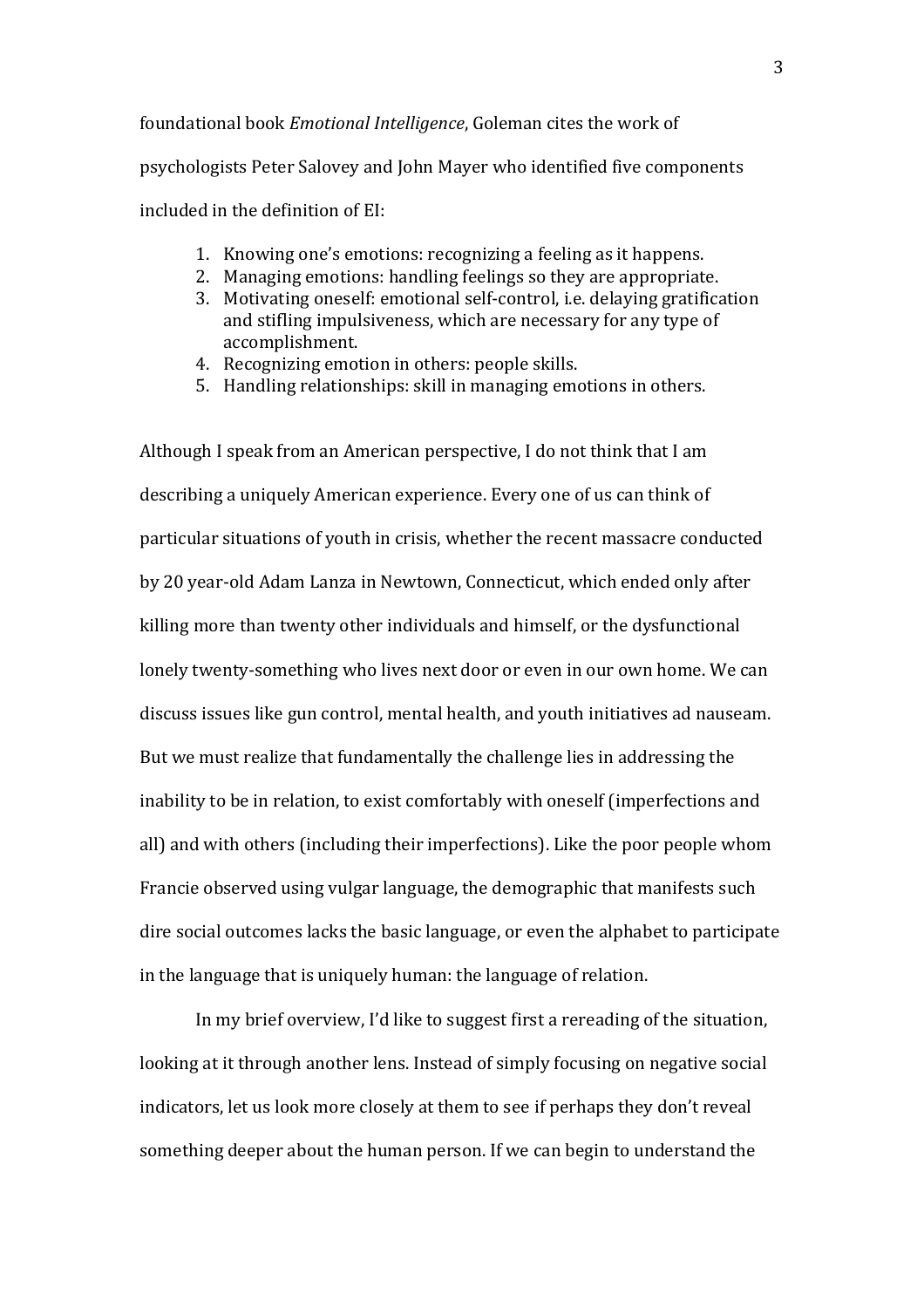foundational book *Emotional Intelligence*, Goleman cites the work of psychologists Peter Salovey and John Mayer who identified five components included in the definition of EI:

1. Knowing one's emotions: recognizing a feeling as it happens.
2. Managing emotions: handling feelings so they are appropriate.
3. Motivating oneself: emotional self-control, i.e. delaying gratification and stifling impulsiveness, which are necessary for any type of accomplishment.
4. Recognizing emotion in others: people skills.
5. Handling relationships: skill in managing emotions in others.

Although I speak from an American perspective, I do not think that I am describing a uniquely American experience. Every one of us can think of particular situations of youth in crisis, whether the recent massacre conducted by 20 year-old Adam Lanza in Newtown, Connecticut, which ended only after killing more than twenty other individuals and himself, or the dysfunctional lonely twenty-something who lives next door or even in our own home. We can discuss issues like gun control, mental health, and youth initiatives ad nauseam. But we must realize that fundamentally the challenge lies in addressing the inability to be in relation, to exist comfortably with oneself (imperfections and all) and with others (including their imperfections). Like the poor people whom Francie observed using vulgar language, the demographic that manifests such dire social outcomes lacks the basic language, or even the alphabet to participate in the language that is uniquely human: the language of relation.

In my brief overview, I'd like to suggest first a rereading of the situation, looking at it through another lens. Instead of simply focusing on negative social indicators, let us look more closely at them to see if perhaps they don't reveal something deeper about the human person. If we can begin to understand the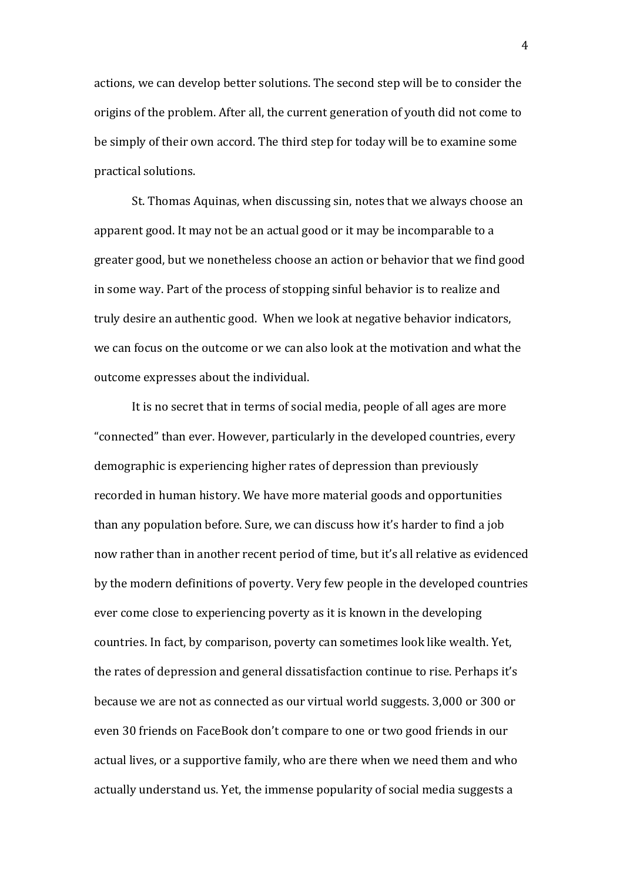actions, we can develop better solutions. The second step will be to consider the origins of the problem. After all, the current generation of youth did not come to be simply of their own accord. The third step for today will be to examine some practical solutions.

St. Thomas Aquinas, when discussing sin, notes that we always choose an apparent good. It may not be an actual good or it may be incomparable to a greater good, but we nonetheless choose an action or behavior that we find good in some way. Part of the process of stopping sinful behavior is to realize and truly desire an authentic good. When we look at negative behavior indicators, we can focus on the outcome or we can also look at the motivation and what the outcome expresses about the individual.

It is no secret that in terms of social media, people of all ages are more "connected" than ever. However, particularly in the developed countries, every demographic is experiencing higher rates of depression than previously recorded in human history. We have more material goods and opportunities than any population before. Sure, we can discuss how it's harder to find a job now rather than in another recent period of time, but it's all relative as evidenced by the modern definitions of poverty. Very few people in the developed countries ever come close to experiencing poverty as it is known in the developing countries. In fact, by comparison, poverty can sometimes look like wealth. Yet, the rates of depression and general dissatisfaction continue to rise. Perhaps it's because we are not as connected as our virtual world suggests. 3,000 or 300 or even 30 friends on FaceBook don't compare to one or two good friends in our actual lives, or a supportive family, who are there when we need them and who actually understand us. Yet, the immense popularity of social media suggests a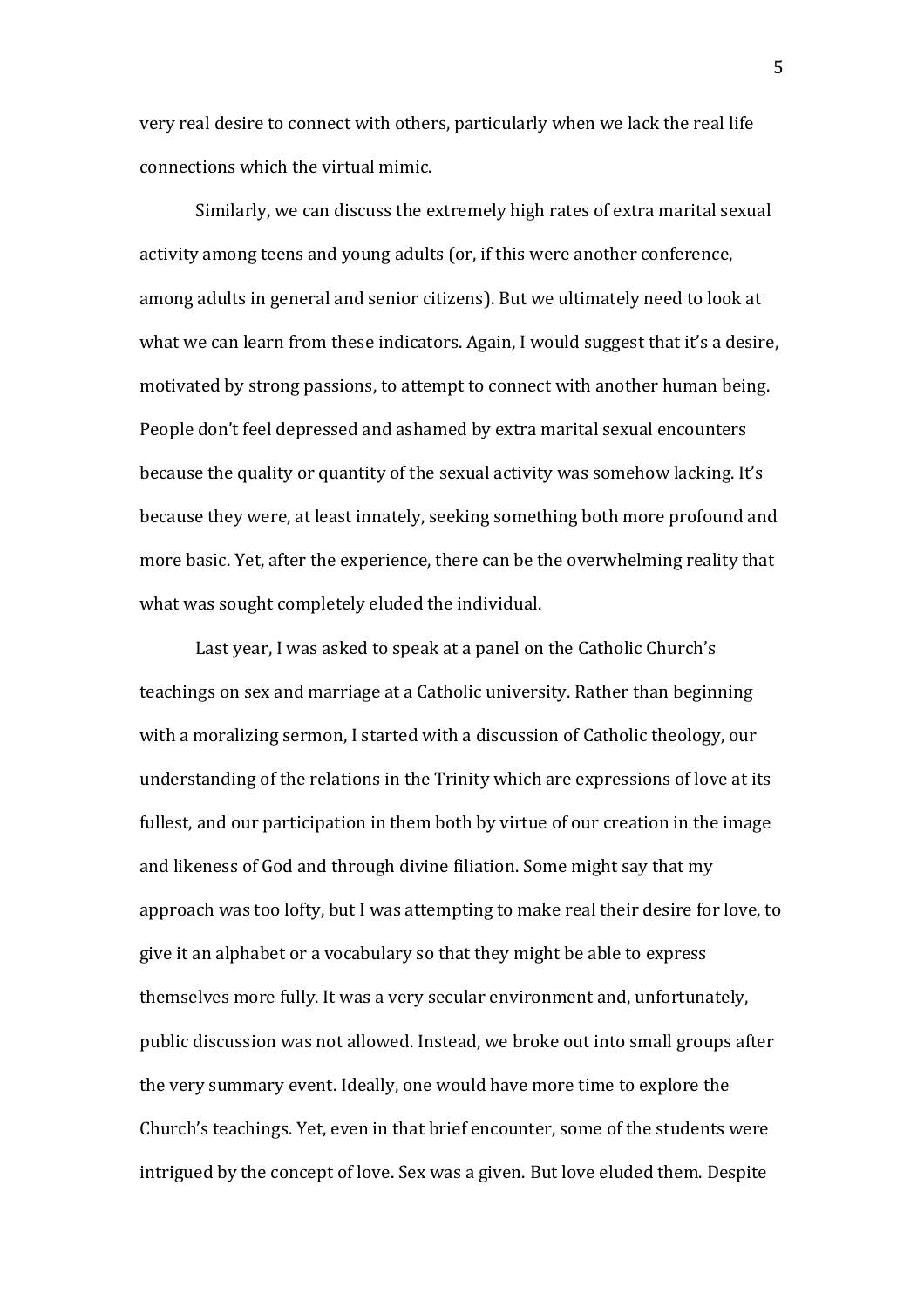very real desire to connect with others, particularly when we lack the real life connections which the virtual mimic.

Similarly, we can discuss the extremely high rates of extra marital sexual activity among teens and young adults (or, if this were another conference, among adults in general and senior citizens). But we ultimately need to look at what we can learn from these indicators. Again, I would suggest that it's a desire, motivated by strong passions, to attempt to connect with another human being. People don't feel depressed and ashamed by extra marital sexual encounters because the quality or quantity of the sexual activity was somehow lacking. It's because they were, at least innately, seeking something both more profound and more basic. Yet, after the experience, there can be the overwhelming reality that what was sought completely eluded the individual.

Last year, I was asked to speak at a panel on the Catholic Church's teachings on sex and marriage at a Catholic university. Rather than beginning with a moralizing sermon, I started with a discussion of Catholic theology, our understanding of the relations in the Trinity which are expressions of love at its fullest, and our participation in them both by virtue of our creation in the image and likeness of God and through divine filiation. Some might say that my approach was too lofty, but I was attempting to make real their desire for love, to give it an alphabet or a vocabulary so that they might be able to express themselves more fully. It was a very secular environment and, unfortunately, public discussion was not allowed. Instead, we broke out into small groups after the very summary event. Ideally, one would have more time to explore the Church's teachings. Yet, even in that brief encounter, some of the students were intrigued by the concept of love. Sex was a given. But love eluded them. Despite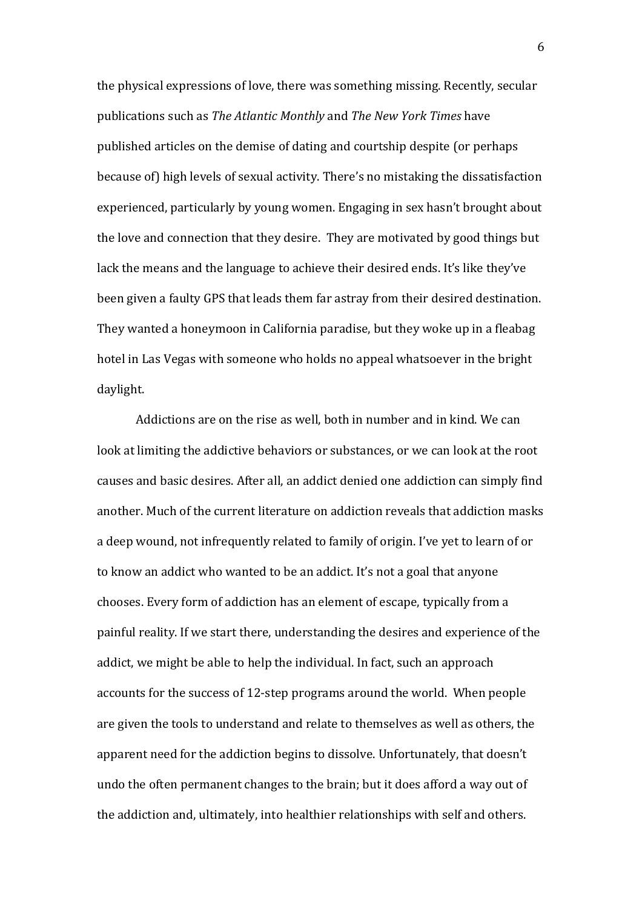the physical expressions of love, there was something missing. Recently, secular publications such as *The Atlantic Monthly* and *The New York Times* have published articles on the demise of dating and courtship despite (or perhaps because of) high levels of sexual activity. There's no mistaking the dissatisfaction experienced, particularly by young women. Engaging in sex hasn't brought about the love and connection that they desire. They are motivated by good things but lack the means and the language to achieve their desired ends. It's like they've been given a faulty GPS that leads them far astray from their desired destination. They wanted a honeymoon in California paradise, but they woke up in a fleabag hotel in Las Vegas with someone who holds no appeal whatsoever in the bright daylight.

Addictions are on the rise as well, both in number and in kind. We can look at limiting the addictive behaviors or substances, or we can look at the root causes and basic desires. After all, an addict denied one addiction can simply find another. Much of the current literature on addiction reveals that addiction masks a deep wound, not infrequently related to family of origin. I've yet to learn of or to know an addict who wanted to be an addict. It's not a goal that anyone chooses. Every form of addiction has an element of escape, typically from a painful reality. If we start there, understanding the desires and experience of the addict, we might be able to help the individual. In fact, such an approach accounts for the success of 12-step programs around the world. When people are given the tools to understand and relate to themselves as well as others, the apparent need for the addiction begins to dissolve. Unfortunately, that doesn't undo the often permanent changes to the brain; but it does afford a way out of the addiction and, ultimately, into healthier relationships with self and others.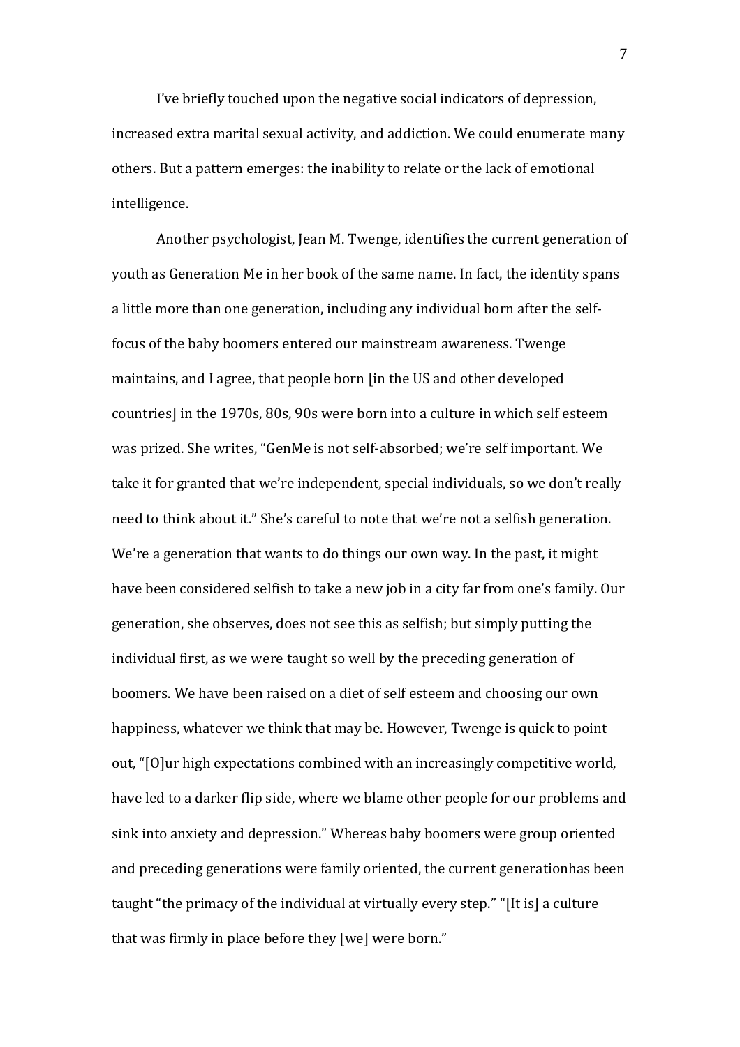I've briefly touched upon the negative social indicators of depression, increased extra marital sexual activity, and addiction. We could enumerate many others. But a pattern emerges: the inability to relate or the lack of emotional intelligence.

Another psychologist, Jean M. Twenge, identifies the current generation of youth as Generation Me in her book of the same name. In fact, the identity spans a little more than one generation, including any individual born after the self-focus of the baby boomers entered our mainstream awareness. Twenge maintains, and I agree, that people born [in the US and other developed countries] in the 1970s, 80s, 90s were born into a culture in which self esteem was prized. She writes, "GenMe is not self-absorbed; we're self important. We take it for granted that we're independent, special individuals, so we don't really need to think about it." She's careful to note that we're not a selfish generation. We're a generation that wants to do things our own way. In the past, it might have been considered selfish to take a new job in a city far from one's family. Our generation, she observes, does not see this as selfish; but simply putting the individual first, as we were taught so well by the preceding generation of boomers. We have been raised on a diet of self esteem and choosing our own happiness, whatever we think that may be. However, Twenge is quick to point out, "[O]ur high expectations combined with an increasingly competitive world, have led to a darker flip side, where we blame other people for our problems and sink into anxiety and depression." Whereas baby boomers were group oriented and preceding generations were family oriented, the current generationhas been taught "the primacy of the individual at virtually every step." "[It is] a culture that was firmly in place before they [we] were born."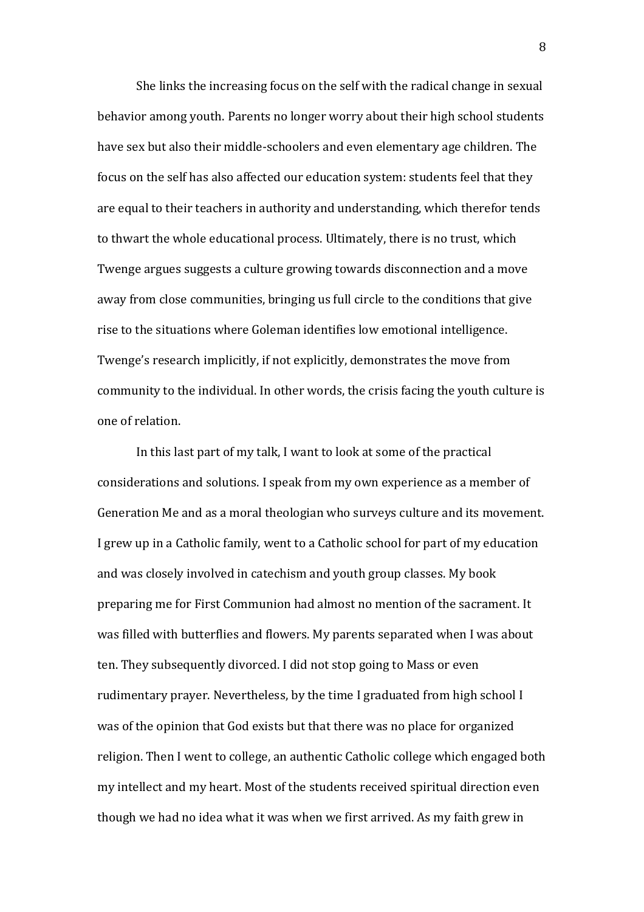She links the increasing focus on the self with the radical change in sexual behavior among youth. Parents no longer worry about their high school students have sex but also their middle-schoolers and even elementary age children. The focus on the self has also affected our education system: students feel that they are equal to their teachers in authority and understanding, which therefor tends to thwart the whole educational process. Ultimately, there is no trust, which Twenge argues suggests a culture growing towards disconnection and a move away from close communities, bringing us full circle to the conditions that give rise to the situations where Goleman identifies low emotional intelligence. Twenge's research implicitly, if not explicitly, demonstrates the move from community to the individual. In other words, the crisis facing the youth culture is one of relation.

In this last part of my talk, I want to look at some of the practical considerations and solutions. I speak from my own experience as a member of Generation Me and as a moral theologian who surveys culture and its movement. I grew up in a Catholic family, went to a Catholic school for part of my education and was closely involved in catechism and youth group classes. My book preparing me for First Communion had almost no mention of the sacrament. It was filled with butterflies and flowers. My parents separated when I was about ten. They subsequently divorced. I did not stop going to Mass or even rudimentary prayer. Nevertheless, by the time I graduated from high school I was of the opinion that God exists but that there was no place for organized religion. Then I went to college, an authentic Catholic college which engaged both my intellect and my heart. Most of the students received spiritual direction even though we had no idea what it was when we first arrived. As my faith grew in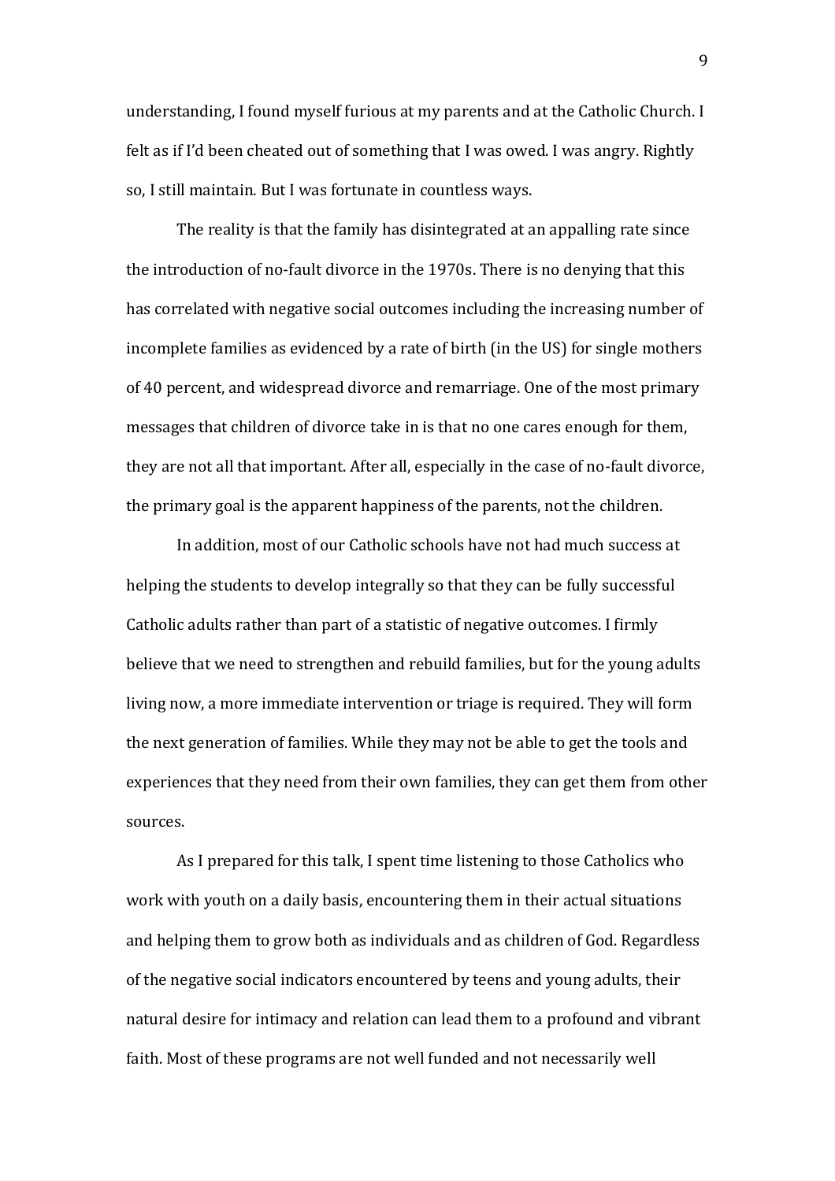understanding, I found myself furious at my parents and at the Catholic Church. I felt as if I'd been cheated out of something that I was owed. I was angry. Rightly so, I still maintain. But I was fortunate in countless ways.

The reality is that the family has disintegrated at an appalling rate since the introduction of no-fault divorce in the 1970s. There is no denying that this has correlated with negative social outcomes including the increasing number of incomplete families as evidenced by a rate of birth (in the US) for single mothers of 40 percent, and widespread divorce and remarriage. One of the most primary messages that children of divorce take in is that no one cares enough for them, they are not all that important. After all, especially in the case of no-fault divorce, the primary goal is the apparent happiness of the parents, not the children.

In addition, most of our Catholic schools have not had much success at helping the students to develop integrally so that they can be fully successful Catholic adults rather than part of a statistic of negative outcomes. I firmly believe that we need to strengthen and rebuild families, but for the young adults living now, a more immediate intervention or triage is required. They will form the next generation of families. While they may not be able to get the tools and experiences that they need from their own families, they can get them from other sources.

As I prepared for this talk, I spent time listening to those Catholics who work with youth on a daily basis, encountering them in their actual situations and helping them to grow both as individuals and as children of God. Regardless of the negative social indicators encountered by teens and young adults, their natural desire for intimacy and relation can lead them to a profound and vibrant faith. Most of these programs are not well funded and not necessarily well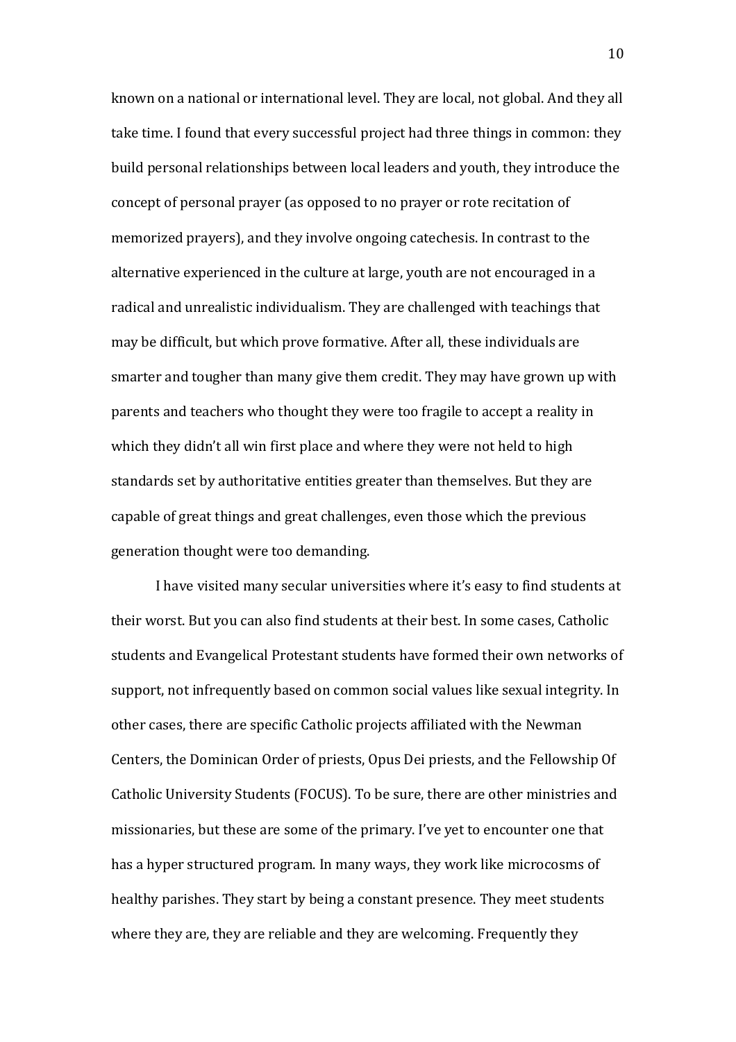known on a national or international level. They are local, not global. And they all take time. I found that every successful project had three things in common: they build personal relationships between local leaders and youth, they introduce the concept of personal prayer (as opposed to no prayer or rote recitation of memorized prayers), and they involve ongoing catechesis. In contrast to the alternative experienced in the culture at large, youth are not encouraged in a radical and unrealistic individualism. They are challenged with teachings that may be difficult, but which prove formative. After all, these individuals are smarter and tougher than many give them credit. They may have grown up with parents and teachers who thought they were too fragile to accept a reality in which they didn't all win first place and where they were not held to high standards set by authoritative entities greater than themselves. But they are capable of great things and great challenges, even those which the previous generation thought were too demanding.

I have visited many secular universities where it's easy to find students at their worst. But you can also find students at their best. In some cases, Catholic students and Evangelical Protestant students have formed their own networks of support, not infrequently based on common social values like sexual integrity. In other cases, there are specific Catholic projects affiliated with the Newman Centers, the Dominican Order of priests, Opus Dei priests, and the Fellowship Of Catholic University Students (FOCUS). To be sure, there are other ministries and missionaries, but these are some of the primary. I've yet to encounter one that has a hyper structured program. In many ways, they work like microcosms of healthy parishes. They start by being a constant presence. They meet students where they are, they are reliable and they are welcoming. Frequently they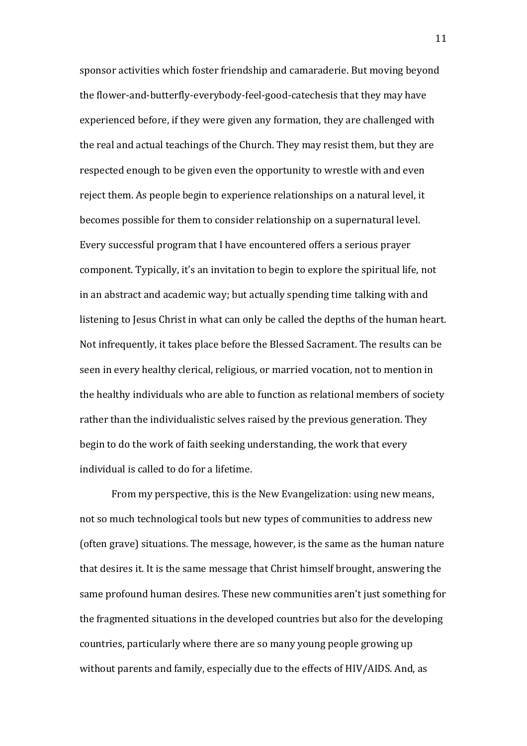sponsor activities which foster friendship and camaraderie. But moving beyond the flower-and-butterfly-everybody-feel-good-catechesis that they may have experienced before, if they were given any formation, they are challenged with the real and actual teachings of the Church. They may resist them, but they are respected enough to be given even the opportunity to wrestle with and even reject them. As people begin to experience relationships on a natural level, it becomes possible for them to consider relationship on a supernatural level. Every successful program that I have encountered offers a serious prayer component. Typically, it's an invitation to begin to explore the spiritual life, not in an abstract and academic way; but actually spending time talking with and listening to Jesus Christ in what can only be called the depths of the human heart. Not infrequently, it takes place before the Blessed Sacrament. The results can be seen in every healthy clerical, religious, or married vocation, not to mention in the healthy individuals who are able to function as relational members of society rather than the individualistic selves raised by the previous generation. They begin to do the work of faith seeking understanding, the work that every individual is called to do for a lifetime.

From my perspective, this is the New Evangelization: using new means, not so much technological tools but new types of communities to address new (often grave) situations. The message, however, is the same as the human nature that desires it. It is the same message that Christ himself brought, answering the same profound human desires. These new communities aren't just something for the fragmented situations in the developed countries but also for the developing countries, particularly where there are so many young people growing up without parents and family, especially due to the effects of HIV/AIDS. And, as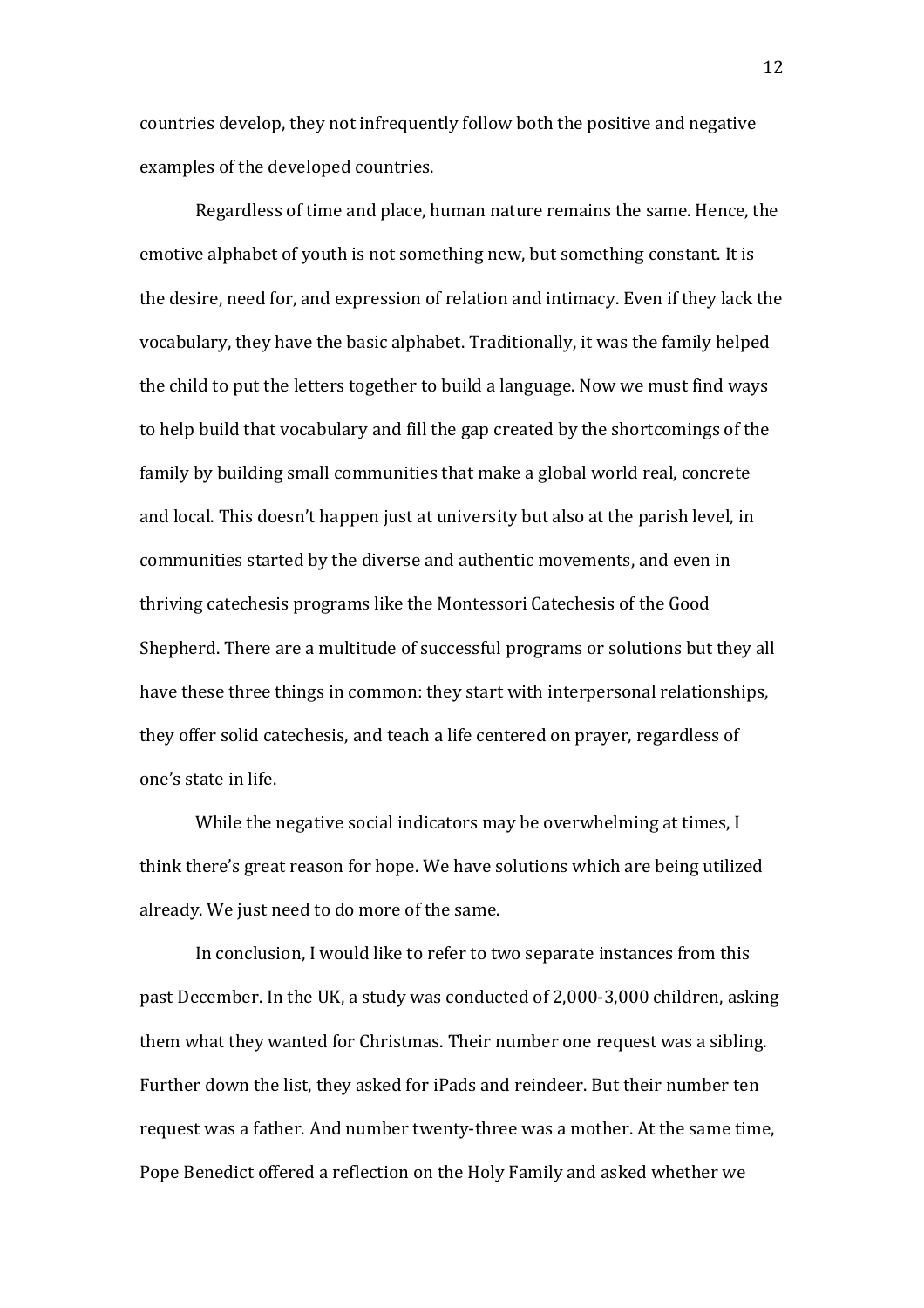countries develop, they not infrequently follow both the positive and negative examples of the developed countries.

Regardless of time and place, human nature remains the same. Hence, the emotive alphabet of youth is not something new, but something constant. It is the desire, need for, and expression of relation and intimacy. Even if they lack the vocabulary, they have the basic alphabet. Traditionally, it was the family helped the child to put the letters together to build a language. Now we must find ways to help build that vocabulary and fill the gap created by the shortcomings of the family by building small communities that make a global world real, concrete and local. This doesn't happen just at university but also at the parish level, in communities started by the diverse and authentic movements, and even in thriving catechesis programs like the Montessori Catechesis of the Good Shepherd. There are a multitude of successful programs or solutions but they all have these three things in common: they start with interpersonal relationships, they offer solid catechesis, and teach a life centered on prayer, regardless of one's state in life.

While the negative social indicators may be overwhelming at times, I think there's great reason for hope. We have solutions which are being utilized already. We just need to do more of the same.

In conclusion, I would like to refer to two separate instances from this past December. In the UK, a study was conducted of 2,000-3,000 children, asking them what they wanted for Christmas. Their number one request was a sibling. Further down the list, they asked for iPads and reindeer. But their number ten request was a father. And number twenty-three was a mother. At the same time, Pope Benedict offered a reflection on the Holy Family and asked whether we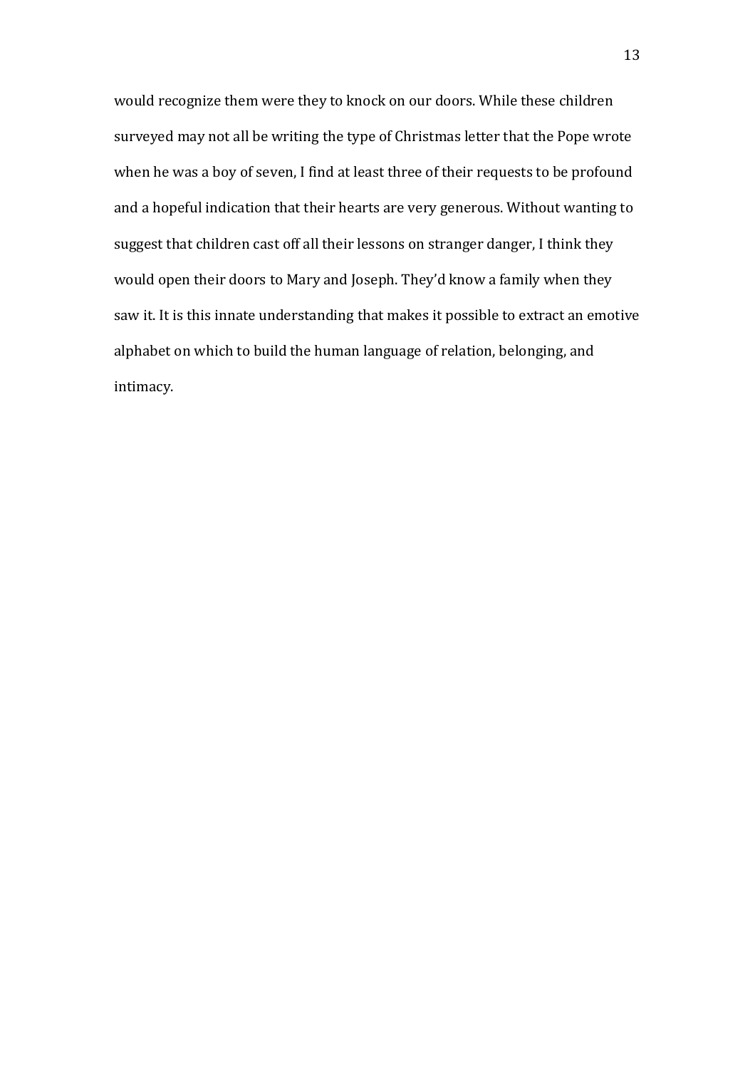would recognize them were they to knock on our doors. While these children surveyed may not all be writing the type of Christmas letter that the Pope wrote when he was a boy of seven, I find at least three of their requests to be profound and a hopeful indication that their hearts are very generous. Without wanting to suggest that children cast off all their lessons on stranger danger, I think they would open their doors to Mary and Joseph. They'd know a family when they saw it. It is this innate understanding that makes it possible to extract an emotive alphabet on which to build the human language of relation, belonging, and intimacy.